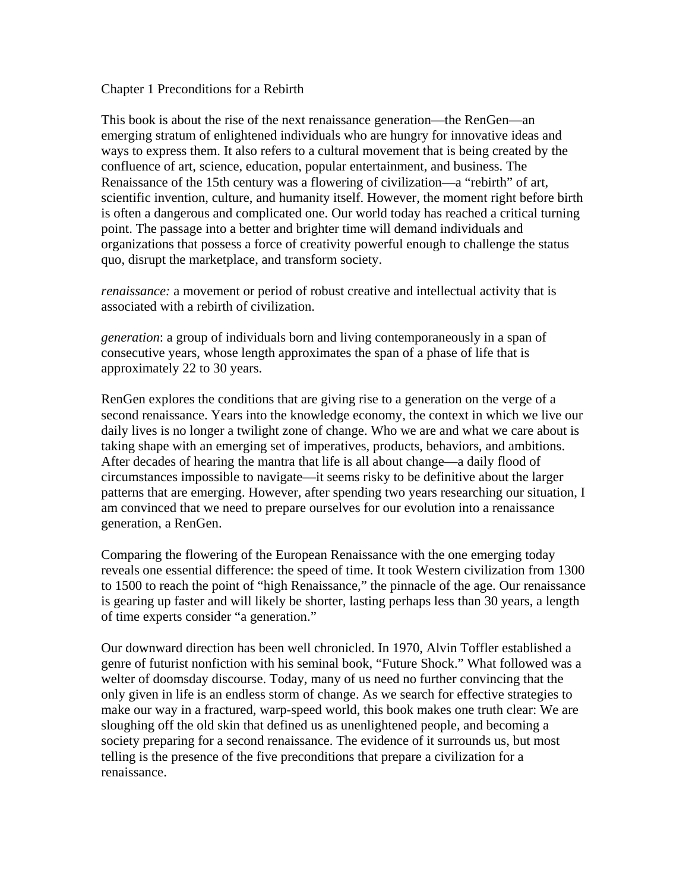# Chapter 1 Preconditions for a Rebirth

This book is about the rise of the next renaissance generation—the RenGen—an emerging stratum of enlightened individuals who are hungry for innovative ideas and ways to express them. It also refers to a cultural movement that is being created by the confluence of art, science, education, popular entertainment, and business. The Renaissance of the 15th century was a flowering of civilization—a "rebirth" of art, scientific invention, culture, and humanity itself. However, the moment right before birth is often a dangerous and complicated one. Our world today has reached a critical turning point. The passage into a better and brighter time will demand individuals and organizations that possess a force of creativity powerful enough to challenge the status quo, disrupt the marketplace, and transform society.

*renaissance:* a movement or period of robust creative and intellectual activity that is associated with a rebirth of civilization.

*generation*: a group of individuals born and living contemporaneously in a span of consecutive years, whose length approximates the span of a phase of life that is approximately 22 to 30 years.

RenGen explores the conditions that are giving rise to a generation on the verge of a second renaissance. Years into the knowledge economy, the context in which we live our daily lives is no longer a twilight zone of change. Who we are and what we care about is taking shape with an emerging set of imperatives, products, behaviors, and ambitions. After decades of hearing the mantra that life is all about change—a daily flood of circumstances impossible to navigate—it seems risky to be definitive about the larger patterns that are emerging. However, after spending two years researching our situation, I am convinced that we need to prepare ourselves for our evolution into a renaissance generation, a RenGen.

Comparing the flowering of the European Renaissance with the one emerging today reveals one essential difference: the speed of time. It took Western civilization from 1300 to 1500 to reach the point of "high Renaissance," the pinnacle of the age. Our renaissance is gearing up faster and will likely be shorter, lasting perhaps less than 30 years, a length of time experts consider "a generation."

Our downward direction has been well chronicled. In 1970, Alvin Toffler established a genre of futurist nonfiction with his seminal book, "Future Shock." What followed was a welter of doomsday discourse. Today, many of us need no further convincing that the only given in life is an endless storm of change. As we search for effective strategies to make our way in a fractured, warp-speed world, this book makes one truth clear: We are sloughing off the old skin that defined us as unenlightened people, and becoming a society preparing for a second renaissance. The evidence of it surrounds us, but most telling is the presence of the five preconditions that prepare a civilization for a renaissance.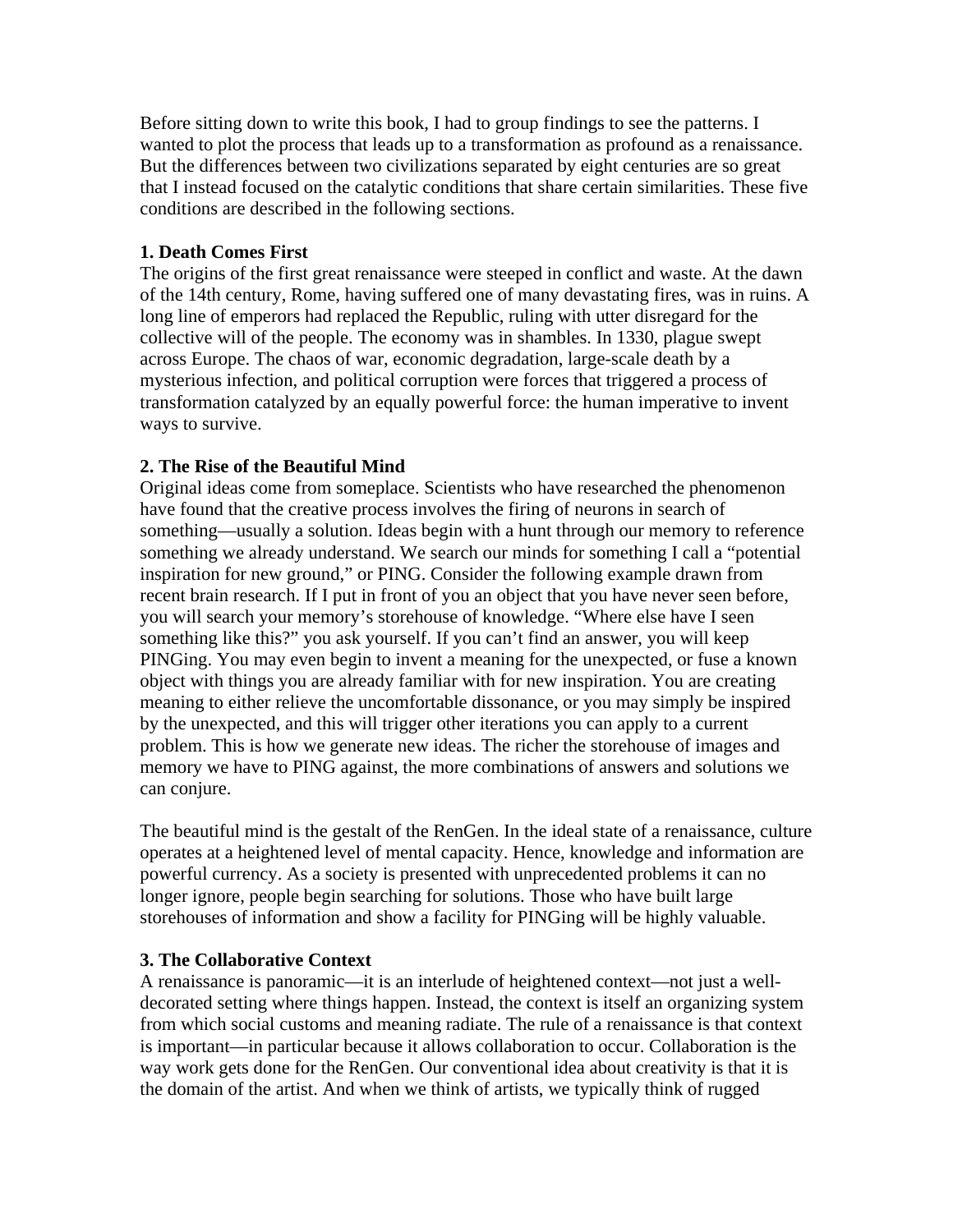Before sitting down to write this book, I had to group findings to see the patterns. I wanted to plot the process that leads up to a transformation as profound as a renaissance. But the differences between two civilizations separated by eight centuries are so great that I instead focused on the catalytic conditions that share certain similarities. These five conditions are described in the following sections.

**1. Death Comes First**

The origins of the first great renaissance were steeped in conflict and waste. At the dawn of the 14th century, Rome, having suffered one of many devastating fires, was in ruins. A long line of emperors had replaced the Republic, ruling with utter disregard for the collective will of the people. The economy was in shambles. In 1330, plague swept across Europe. The chaos of war, economic degradation, large-scale death by a mysterious infection, and political corruption were forces that triggered a process of transformation catalyzed by an equally powerful force: the human imperative to invent ways to survive.

**2. The Rise of the Beautiful Mind**

Original ideas come from someplace. Scientists who have researched the phenomenon have found that the creative process involves the firing of neurons in search of something—usually a solution. Ideas begin with a hunt through our memory to reference something we already understand. We search our minds for something I call a "potential inspiration for new ground," or PING. Consider the following example drawn from recent brain research. If I put in front of you an object that you have never seen before, you will search your memory's storehouse of knowledge. "Where else have I seen something like this?" you ask yourself. If you can't find an answer, you will keep PINGing. You may even begin to invent a meaning for the unexpected, or fuse a known object with things you are already familiar with for new inspiration. You are creating meaning to either relieve the uncomfortable dissonance, or you may simply be inspired by the unexpected, and this will trigger other iterations you can apply to a current problem. This is how we generate new ideas. The richer the storehouse of images and memory we have to PING against, the more combinations of answers and solutions we can conjure.

The beautiful mind is the gestalt of the RenGen. In the ideal state of a renaissance, culture operates at a heightened level of mental capacity. Hence, knowledge and information are powerful currency. As a society is presented with unprecedented problems it can no longer ignore, people begin searching for solutions. Those who have built large storehouses of information and show a facility for PINGing will be highly valuable.

**3. The Collaborative Context**

A renaissance is panoramic—it is an interlude of heightened context—not just a well-decorated setting where things happen. Instead, the context is itself an organizing system from which social customs and meaning radiate. The rule of a renaissance is that context is important—in particular because it allows collaboration to occur. Collaboration is the way work gets done for the RenGen. Our conventional idea about creativity is that it is the domain of the artist. And when we think of artists, we typically think of rugged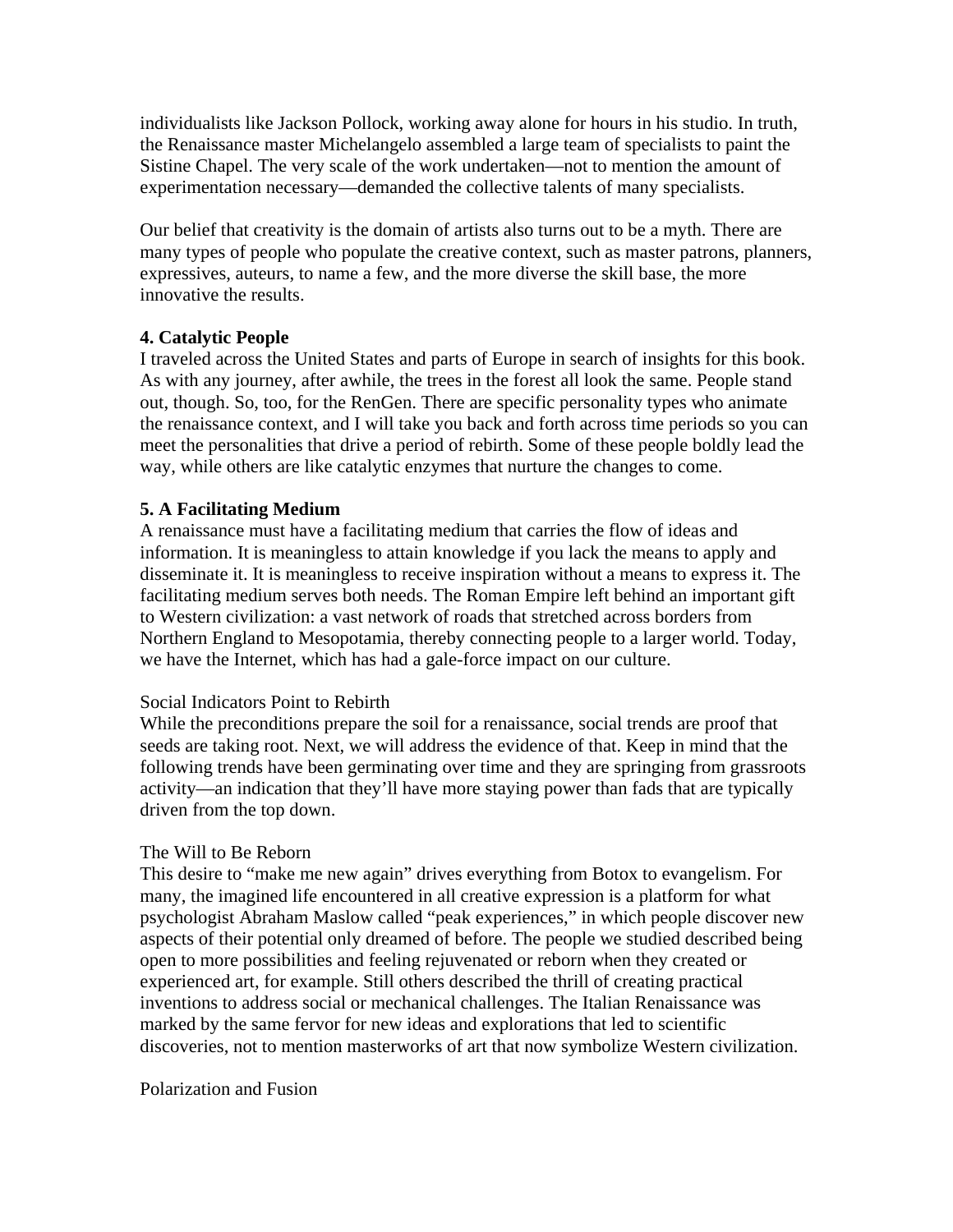individualists like Jackson Pollock, working away alone for hours in his studio. In truth, the Renaissance master Michelangelo assembled a large team of specialists to paint the Sistine Chapel. The very scale of the work undertaken—not to mention the amount of experimentation necessary—demanded the collective talents of many specialists.

Our belief that creativity is the domain of artists also turns out to be a myth. There are many types of people who populate the creative context, such as master patrons, planners, expressives, auteurs, to name a few, and the more diverse the skill base, the more innovative the results.

**4. Catalytic People**

I traveled across the United States and parts of Europe in search of insights for this book. As with any journey, after awhile, the trees in the forest all look the same. People stand out, though. So, too, for the RenGen. There are specific personality types who animate the renaissance context, and I will take you back and forth across time periods so you can meet the personalities that drive a period of rebirth. Some of these people boldly lead the way, while others are like catalytic enzymes that nurture the changes to come.

**5. A Facilitating Medium**

A renaissance must have a facilitating medium that carries the flow of ideas and information. It is meaningless to attain knowledge if you lack the means to apply and disseminate it. It is meaningless to receive inspiration without a means to express it. The facilitating medium serves both needs. The Roman Empire left behind an important gift to Western civilization: a vast network of roads that stretched across borders from Northern England to Mesopotamia, thereby connecting people to a larger world. Today, we have the Internet, which has had a gale-force impact on our culture.

Social Indicators Point to Rebirth

While the preconditions prepare the soil for a renaissance, social trends are proof that seeds are taking root. Next, we will address the evidence of that. Keep in mind that the following trends have been germinating over time and they are springing from grassroots activity—an indication that they'll have more staying power than fads that are typically driven from the top down.

The Will to Be Reborn

This desire to "make me new again" drives everything from Botox to evangelism. For many, the imagined life encountered in all creative expression is a platform for what psychologist Abraham Maslow called "peak experiences," in which people discover new aspects of their potential only dreamed of before. The people we studied described being open to more possibilities and feeling rejuvenated or reborn when they created or experienced art, for example. Still others described the thrill of creating practical inventions to address social or mechanical challenges. The Italian Renaissance was marked by the same fervor for new ideas and explorations that led to scientific discoveries, not to mention masterworks of art that now symbolize Western civilization.

Polarization and Fusion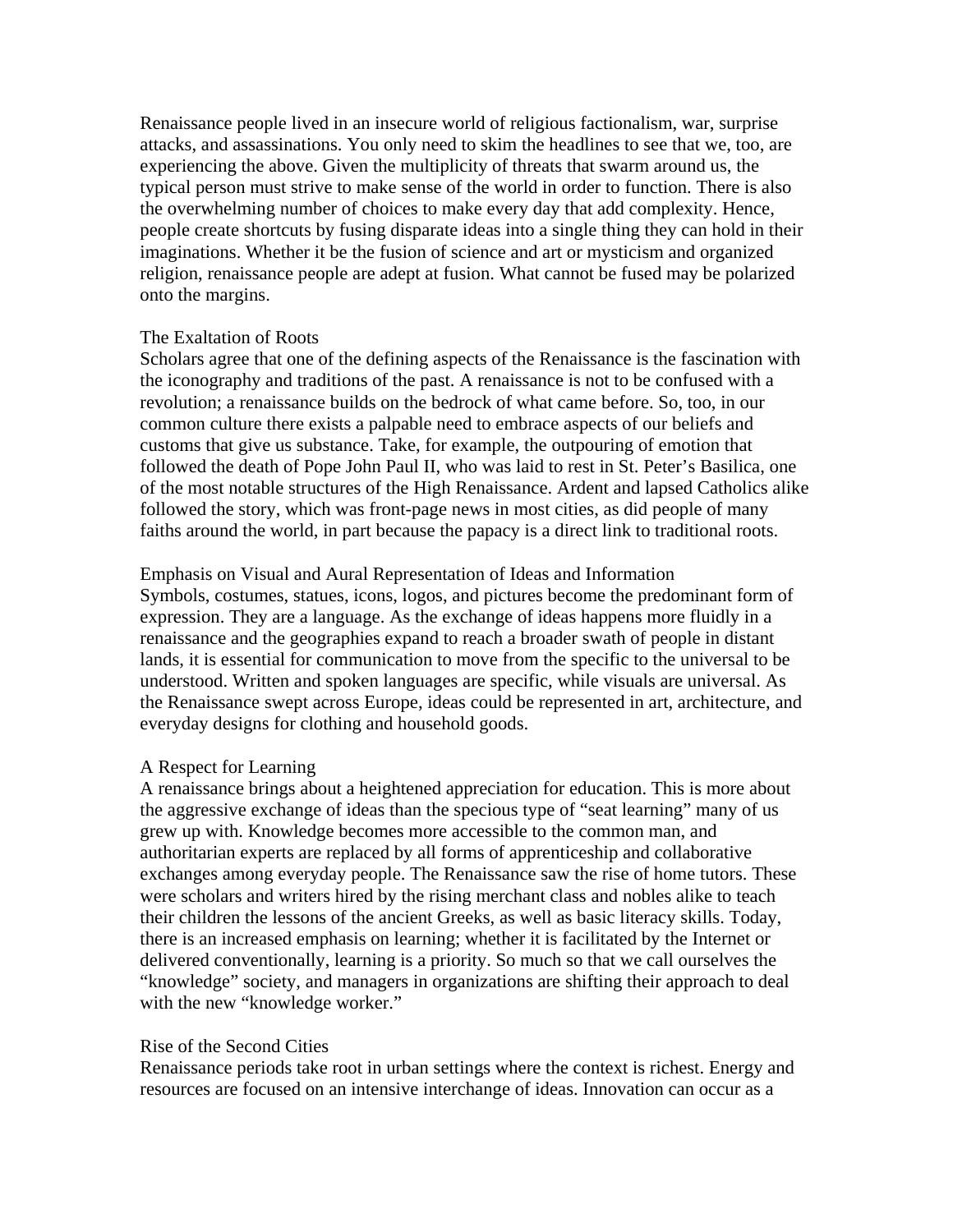Renaissance people lived in an insecure world of religious factionalism, war, surprise attacks, and assassinations. You only need to skim the headlines to see that we, too, are experiencing the above. Given the multiplicity of threats that swarm around us, the typical person must strive to make sense of the world in order to function. There is also the overwhelming number of choices to make every day that add complexity. Hence, people create shortcuts by fusing disparate ideas into a single thing they can hold in their imaginations. Whether it be the fusion of science and art or mysticism and organized religion, renaissance people are adept at fusion. What cannot be fused may be polarized onto the margins.

### The Exaltation of Roots

Scholars agree that one of the defining aspects of the Renaissance is the fascination with the iconography and traditions of the past. A renaissance is not to be confused with a revolution; a renaissance builds on the bedrock of what came before. So, too, in our common culture there exists a palpable need to embrace aspects of our beliefs and customs that give us substance. Take, for example, the outpouring of emotion that followed the death of Pope John Paul II, who was laid to rest in St. Peter's Basilica, one of the most notable structures of the High Renaissance. Ardent and lapsed Catholics alike followed the story, which was front-page news in most cities, as did people of many faiths around the world, in part because the papacy is a direct link to traditional roots.

### Emphasis on Visual and Aural Representation of Ideas and Information

Symbols, costumes, statues, icons, logos, and pictures become the predominant form of expression. They are a language. As the exchange of ideas happens more fluidly in a renaissance and the geographies expand to reach a broader swath of people in distant lands, it is essential for communication to move from the specific to the universal to be understood. Written and spoken languages are specific, while visuals are universal. As the Renaissance swept across Europe, ideas could be represented in art, architecture, and everyday designs for clothing and household goods.

### A Respect for Learning

A renaissance brings about a heightened appreciation for education. This is more about the aggressive exchange of ideas than the specious type of "seat learning" many of us grew up with. Knowledge becomes more accessible to the common man, and authoritarian experts are replaced by all forms of apprenticeship and collaborative exchanges among everyday people. The Renaissance saw the rise of home tutors. These were scholars and writers hired by the rising merchant class and nobles alike to teach their children the lessons of the ancient Greeks, as well as basic literacy skills. Today, there is an increased emphasis on learning; whether it is facilitated by the Internet or delivered conventionally, learning is a priority. So much so that we call ourselves the "knowledge" society, and managers in organizations are shifting their approach to deal with the new "knowledge worker."

### Rise of the Second Cities

Renaissance periods take root in urban settings where the context is richest. Energy and resources are focused on an intensive interchange of ideas. Innovation can occur as a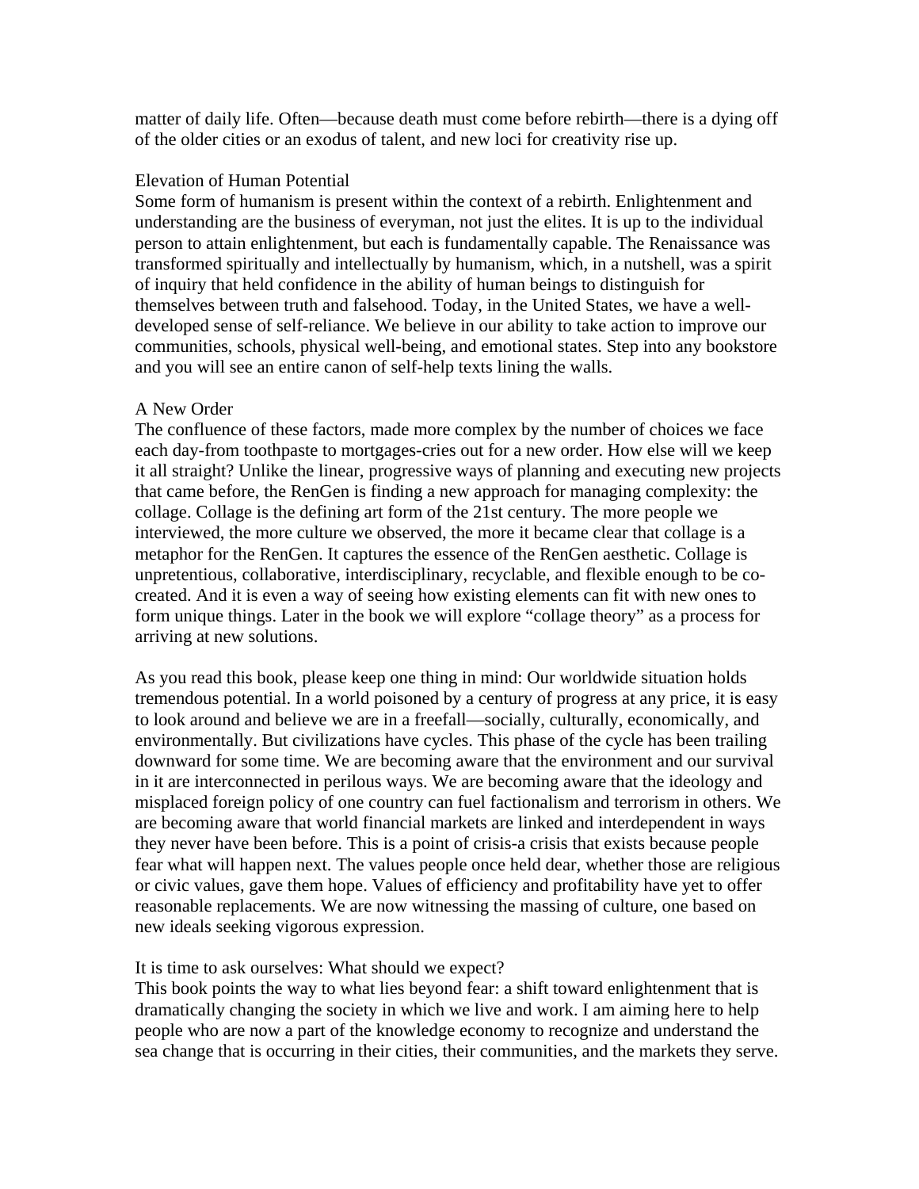matter of daily life. Often—because death must come before rebirth—there is a dying off of the older cities or an exodus of talent, and new loci for creativity rise up.

### Elevation of Human Potential

Some form of humanism is present within the context of a rebirth. Enlightenment and understanding are the business of everyman, not just the elites. It is up to the individual person to attain enlightenment, but each is fundamentally capable. The Renaissance was transformed spiritually and intellectually by humanism, which, in a nutshell, was a spirit of inquiry that held confidence in the ability of human beings to distinguish for themselves between truth and falsehood. Today, in the United States, we have a well-developed sense of self-reliance. We believe in our ability to take action to improve our communities, schools, physical well-being, and emotional states. Step into any bookstore and you will see an entire canon of self-help texts lining the walls.

### A New Order

The confluence of these factors, made more complex by the number of choices we face each day-from toothpaste to mortgages-cries out for a new order. How else will we keep it all straight? Unlike the linear, progressive ways of planning and executing new projects that came before, the RenGen is finding a new approach for managing complexity: the collage. Collage is the defining art form of the 21st century. The more people we interviewed, the more culture we observed, the more it became clear that collage is a metaphor for the RenGen. It captures the essence of the RenGen aesthetic. Collage is unpretentious, collaborative, interdisciplinary, recyclable, and flexible enough to be co-created. And it is even a way of seeing how existing elements can fit with new ones to form unique things. Later in the book we will explore "collage theory" as a process for arriving at new solutions.

As you read this book, please keep one thing in mind: Our worldwide situation holds tremendous potential. In a world poisoned by a century of progress at any price, it is easy to look around and believe we are in a freefall—socially, culturally, economically, and environmentally. But civilizations have cycles. This phase of the cycle has been trailing downward for some time. We are becoming aware that the environment and our survival in it are interconnected in perilous ways. We are becoming aware that the ideology and misplaced foreign policy of one country can fuel factionalism and terrorism in others. We are becoming aware that world financial markets are linked and interdependent in ways they never have been before. This is a point of crisis-a crisis that exists because people fear what will happen next. The values people once held dear, whether those are religious or civic values, gave them hope. Values of efficiency and profitability have yet to offer reasonable replacements. We are now witnessing the massing of culture, one based on new ideals seeking vigorous expression.

It is time to ask ourselves: What should we expect?

This book points the way to what lies beyond fear: a shift toward enlightenment that is dramatically changing the society in which we live and work. I am aiming here to help people who are now a part of the knowledge economy to recognize and understand the sea change that is occurring in their cities, their communities, and the markets they serve.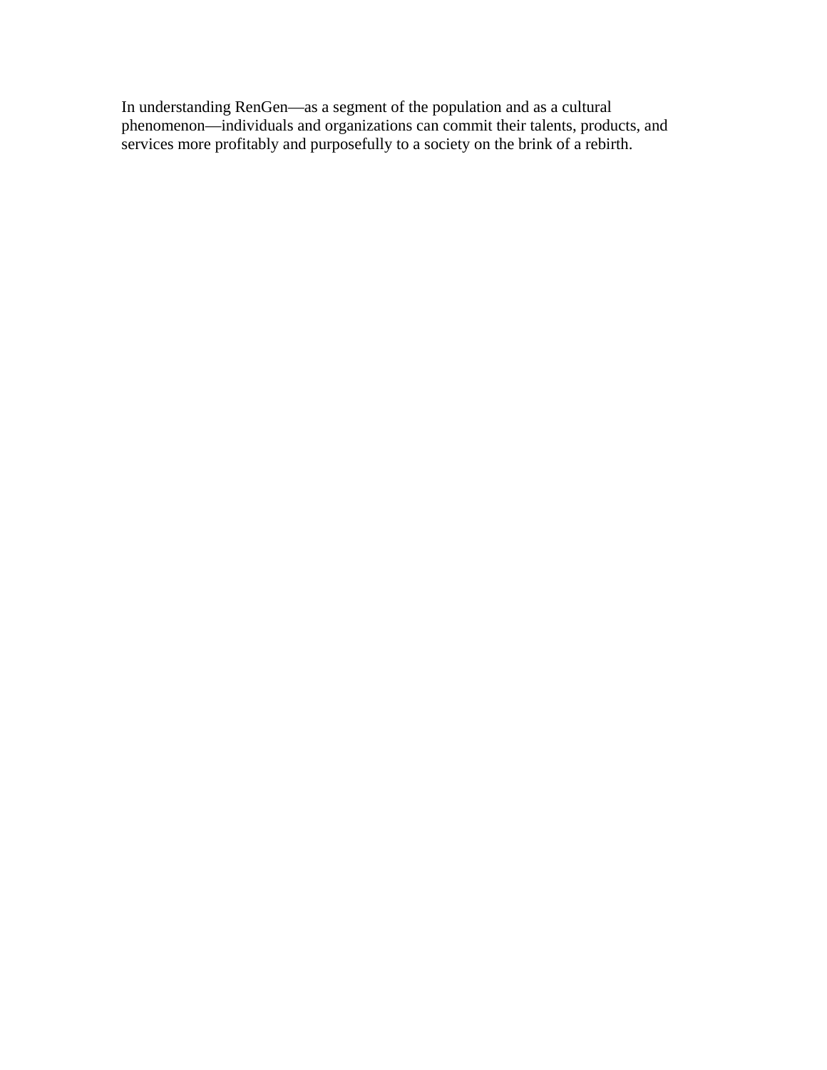In understanding RenGen—as a segment of the population and as a cultural phenomenon—individuals and organizations can commit their talents, products, and services more profitably and purposefully to a society on the brink of a rebirth.